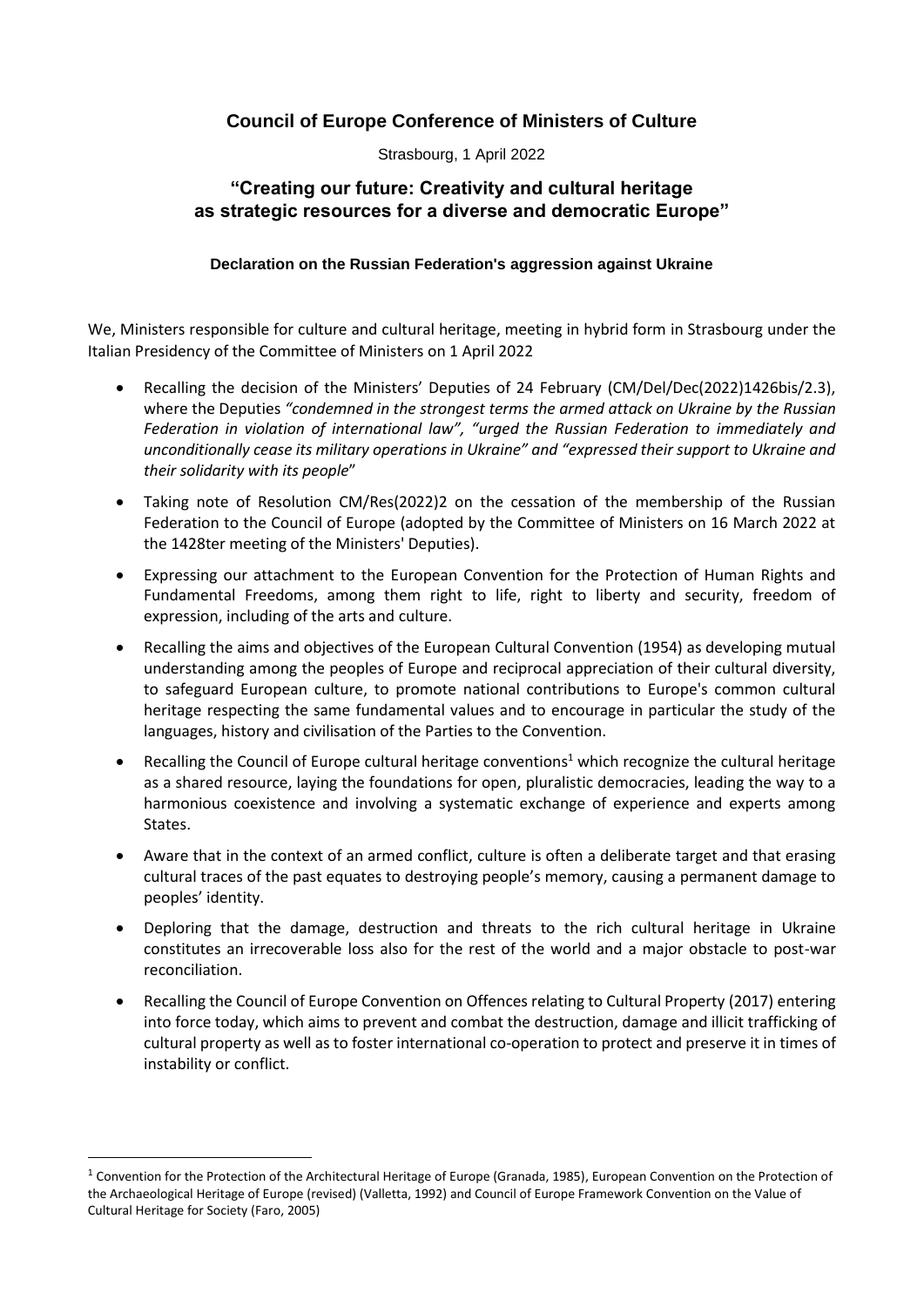## Council of Europe Conference of Ministers of Culture

Strasbourg, 1 April 2022

### "Creating our future: Creativity and cultural heritage as strategic resources for a diverse and democratic Europe"

**Declaration on the Russian Federation's aggression against Ukraine**

We, Ministers responsible for culture and cultural heritage, meeting in hybrid form in Strasbourg under the Italian Presidency of the Committee of Ministers on 1 April 2022

- Recalling the decision of the Ministers' Deputies of 24 February (CM/Del/Dec(2022)1426bis/2.3), where the Deputies *"condemned in the strongest terms the armed attack on Ukraine by the Russian Federation in violation of international law", "urged the Russian Federation to immediately and unconditionally cease its military operations in Ukraine" and "expressed their support to Ukraine and their solidarity with its people*"
- Taking note of Resolution CM/Res(2022)2 on the cessation of the membership of the Russian Federation to the Council of Europe (adopted by the Committee of Ministers on 16 March 2022 at the 1428ter meeting of the Ministers' Deputies).
- Expressing our attachment to the European Convention for the Protection of Human Rights and Fundamental Freedoms, among them right to life, right to liberty and security, freedom of expression, including of the arts and culture.
- Recalling the aims and objectives of the European Cultural Convention (1954) as developing mutual understanding among the peoples of Europe and reciprocal appreciation of their cultural diversity, to safeguard European culture, to promote national contributions to Europe's common cultural heritage respecting the same fundamental values and to encourage in particular the study of the languages, history and civilisation of the Parties to the Convention.
- Recalling the Council of Europe cultural heritage conventions[1] which recognize the cultural heritage as a shared resource, laying the foundations for open, pluralistic democracies, leading the way to a harmonious coexistence and involving a systematic exchange of experience and experts among States.
- Aware that in the context of an armed conflict, culture is often a deliberate target and that erasing cultural traces of the past equates to destroying people's memory, causing a permanent damage to peoples' identity.
- Deploring that the damage, destruction and threats to the rich cultural heritage in Ukraine constitutes an irrecoverable loss also for the rest of the world and a major obstacle to post-war reconciliation.
- Recalling the Council of Europe Convention on Offences relating to Cultural Property (2017) entering into force today, which aims to prevent and combat the destruction, damage and illicit trafficking of cultural property as well as to foster international co-operation to protect and preserve it in times of instability or conflict.

[1] Convention for the Protection of the Architectural Heritage of Europe (Granada, 1985), European Convention on the Protection of the Archaeological Heritage of Europe (revised) (Valletta, 1992) and Council of Europe Framework Convention on the Value of Cultural Heritage for Society (Faro, 2005)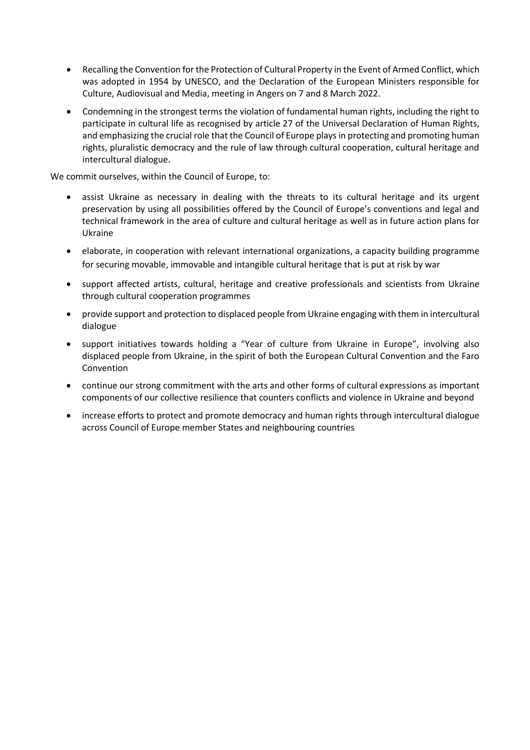- Recalling the Convention for the Protection of Cultural Property in the Event of Armed Conflict, which was adopted in 1954 by UNESCO, and the Declaration of the European Ministers responsible for Culture, Audiovisual and Media, meeting in Angers on 7 and 8 March 2022.
- Condemning in the strongest terms the violation of fundamental human rights, including the right to participate in cultural life as recognised by article 27 of the Universal Declaration of Human Rights, and emphasizing the crucial role that the Council of Europe plays in protecting and promoting human rights, pluralistic democracy and the rule of law through cultural cooperation, cultural heritage and intercultural dialogue.

We commit ourselves, within the Council of Europe, to:

- assist Ukraine as necessary in dealing with the threats to its cultural heritage and its urgent preservation by using all possibilities offered by the Council of Europe's conventions and legal and technical framework in the area of culture and cultural heritage as well as in future action plans for Ukraine
- elaborate, in cooperation with relevant international organizations, a capacity building programme for securing movable, immovable and intangible cultural heritage that is put at risk by war
- support affected artists, cultural, heritage and creative professionals and scientists from Ukraine through cultural cooperation programmes
- provide support and protection to displaced people from Ukraine engaging with them in intercultural dialogue
- support initiatives towards holding a "Year of culture from Ukraine in Europe", involving also displaced people from Ukraine, in the spirit of both the European Cultural Convention and the Faro Convention
- continue our strong commitment with the arts and other forms of cultural expressions as important components of our collective resilience that counters conflicts and violence in Ukraine and beyond
- increase efforts to protect and promote democracy and human rights through intercultural dialogue across Council of Europe member States and neighbouring countries